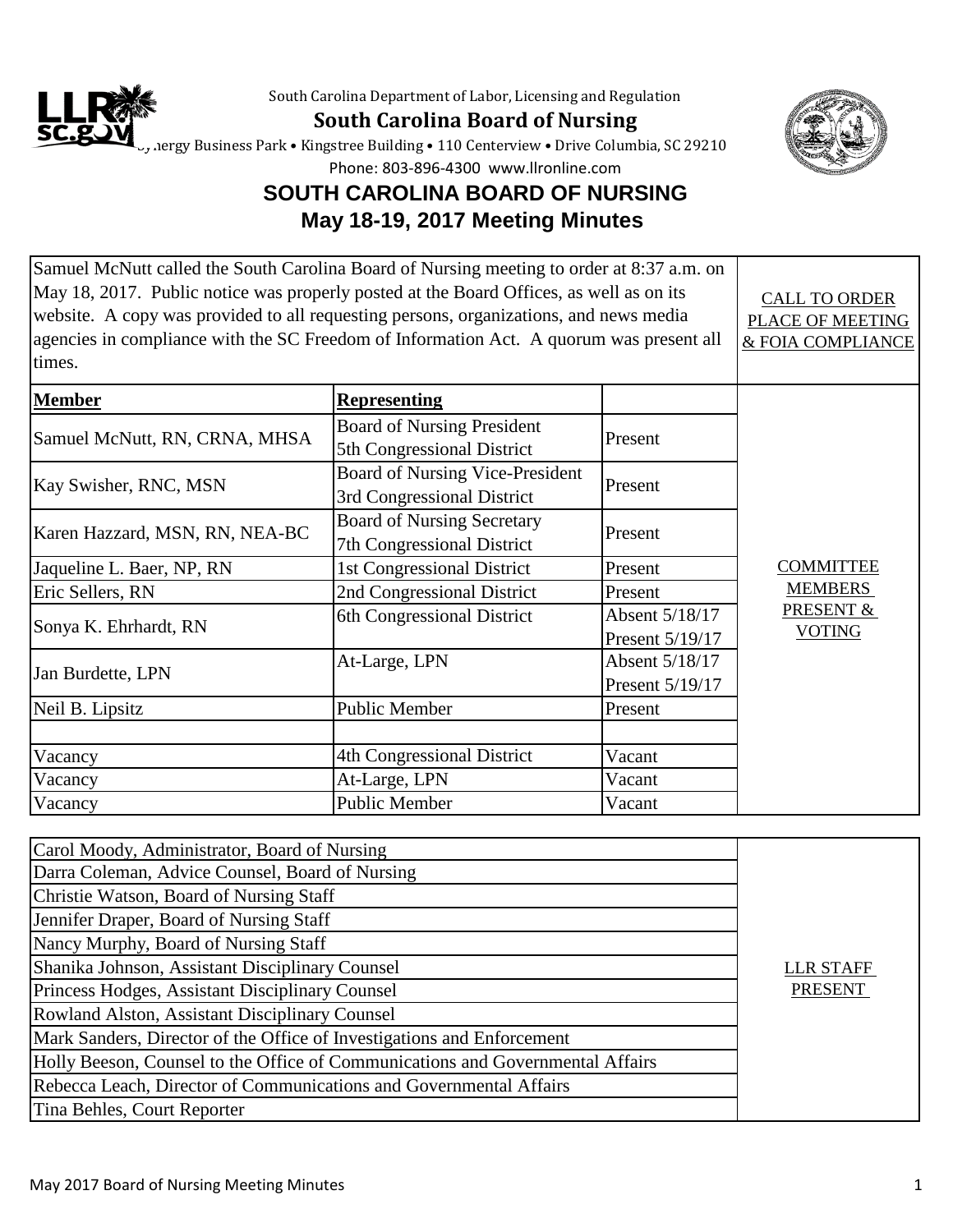South Carolina Department of Labor, Licensing and Regulation

**South Carolina Board of Nursing**

Synergy Business Park • Kingstree Building • 110 Centerview • Drive Columbia, SC 29210

Phone: 803-896-4300 www.llronline.com

# SOUTH CAROLINA BOARD OF NURSING
## May 18-19, 2017 Meeting Minutes

| | |
|---|---|
| Samuel McNutt called the South Carolina Board of Nursing meeting to order at 8:37 a.m. on May 18, 2017. Public notice was properly posted at the Board Offices, as well as on its website. A copy was provided to all requesting persons, organizations, and news media agencies in compliance with the SC Freedom of Information Act. A quorum was present all times. | CALL TO ORDER PLACE OF MEETING & FOIA COMPLIANCE |

| **Member** | **Representing** | | |
|---|---|---|---|
| Samuel McNutt, RN, CRNA, MHSA | Board of Nursing President 5th Congressional District | Present | COMMITTEE MEMBERS PRESENT & VOTING |
| Kay Swisher, RNC, MSN | Board of Nursing Vice-President 3rd Congressional District | Present | |
| Karen Hazzard, MSN, RN, NEA-BC | Board of Nursing Secretary 7th Congressional District | Present | |
| Jaqueline L. Baer, NP, RN | 1st Congressional District | Present | |
| Eric Sellers, RN | 2nd Congressional District | Present | |
| Sonya K. Ehrhardt, RN | 6th Congressional District | Absent 5/18/17 Present 5/19/17 | |
| Jan Burdette, LPN | At-Large, LPN | Absent 5/18/17 Present 5/19/17 | |
| Neil B. Lipsitz | Public Member | Present | |
| | | | |
| Vacancy | 4th Congressional District | Vacant | |
| Vacancy | At-Large, LPN | Vacant | |
| Vacancy | Public Member | Vacant | |

| | |
|---|---|
| Carol Moody, Administrator, Board of Nursing | LLR STAFF PRESENT |
| Darra Coleman, Advice Counsel, Board of Nursing | |
| Christie Watson, Board of Nursing Staff | |
| Jennifer Draper, Board of Nursing Staff | |
| Nancy Murphy, Board of Nursing Staff | |
| Shanika Johnson, Assistant Disciplinary Counsel | |
| Princess Hodges, Assistant Disciplinary Counsel | |
| Rowland Alston, Assistant Disciplinary Counsel | |
| Mark Sanders, Director of the Office of Investigations and Enforcement | |
| Holly Beeson, Counsel to the Office of Communications and Governmental Affairs | |
| Rebecca Leach, Director of Communications and Governmental Affairs | |
| Tina Behles, Court Reporter | |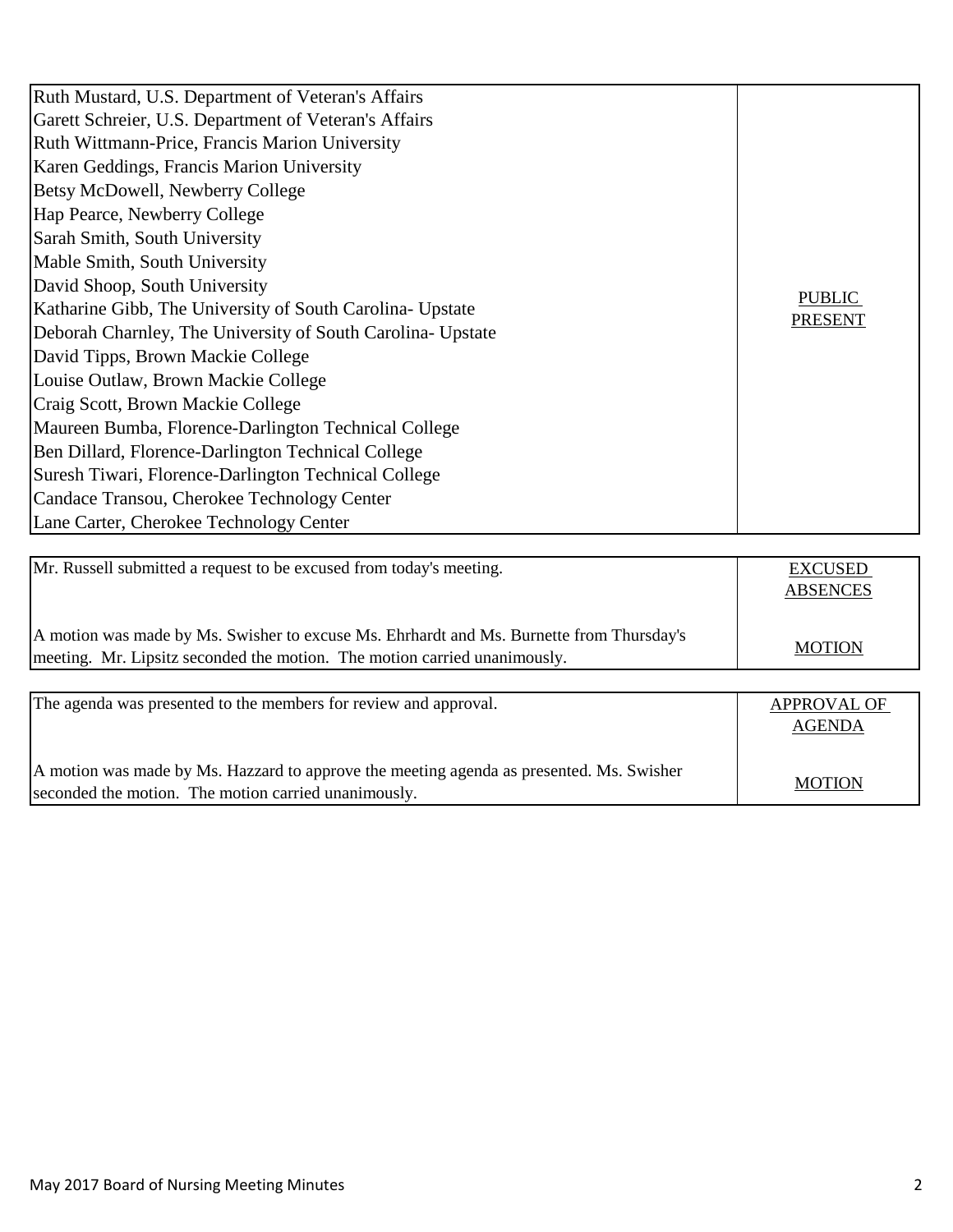| | |
|---|---|
| Ruth Mustard, U.S. Department of Veteran's Affairs<br>Garett Schreier, U.S. Department of Veteran's Affairs<br>Ruth Wittmann-Price, Francis Marion University<br>Karen Geddings, Francis Marion University<br>Betsy McDowell, Newberry College<br>Hap Pearce, Newberry College<br>Sarah Smith, South University<br>Mable Smith, South University<br>David Shoop, South University<br>Katharine Gibb, The University of South Carolina- Upstate<br>Deborah Charnley, The University of South Carolina- Upstate<br>David Tipps, Brown Mackie College<br>Louise Outlaw, Brown Mackie College<br>Craig Scott, Brown Mackie College<br>Maureen Bumba, Florence-Darlington Technical College<br>Ben Dillard, Florence-Darlington Technical College<br>Suresh Tiwari, Florence-Darlington Technical College<br>Candace Transou, Cherokee Technology Center<br>Lane Carter, Cherokee Technology Center | PUBLIC PRESENT |

| | |
|---|---|
| Mr. Russell submitted a request to be excused from today's meeting. | EXCUSED ABSENCES |
| A motion was made by Ms. Swisher to excuse Ms. Ehrhardt and Ms. Burnette from Thursday's meeting. Mr. Lipsitz seconded the motion. The motion carried unanimously. | MOTION |

| | |
|---|---|
| The agenda was presented to the members for review and approval. | APPROVAL OF AGENDA |
| A motion was made by Ms. Hazzard to approve the meeting agenda as presented. Ms. Swisher seconded the motion. The motion carried unanimously. | MOTION |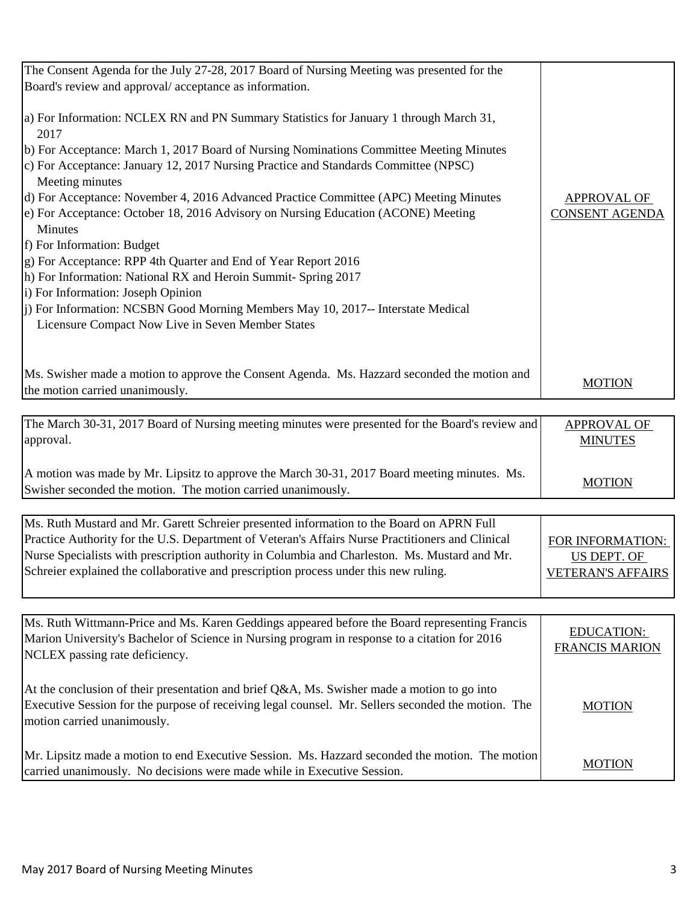| | |
|---|---|
| The Consent Agenda for the July 27-28, 2017 Board of Nursing Meeting was presented for the Board's review and approval/ acceptance as information.<br><br>a) For Information: NCLEX RN and PN Summary Statistics for January 1 through March 31, 2017<br>b) For Acceptance: March 1, 2017 Board of Nursing Nominations Committee Meeting Minutes<br>c) For Acceptance: January 12, 2017 Nursing Practice and Standards Committee (NPSC) Meeting minutes<br>d) For Acceptance: November 4, 2016 Advanced Practice Committee (APC) Meeting Minutes<br>e) For Acceptance: October 18, 2016 Advisory on Nursing Education (ACONE) Meeting Minutes<br>f) For Information: Budget<br>g) For Acceptance: RPP 4th Quarter and End of Year Report 2016<br>h) For Information: National RX and Heroin Summit- Spring 2017<br>i) For Information: Joseph Opinion<br>j) For Information: NCSBN Good Morning Members May 10, 2017-- Interstate Medical Licensure Compact Now Live in Seven Member States | APPROVAL OF CONSENT AGENDA |
| Ms. Swisher made a motion to approve the Consent Agenda. Ms. Hazzard seconded the motion and the motion carried unanimously. | MOTION |

| | |
|---|---|
| The March 30-31, 2017 Board of Nursing meeting minutes were presented for the Board's review and approval. | APPROVAL OF MINUTES |
| A motion was made by Mr. Lipsitz to approve the March 30-31, 2017 Board meeting minutes. Ms. Swisher seconded the motion. The motion carried unanimously. | MOTION |

| | |
|---|---|
| Ms. Ruth Mustard and Mr. Garett Schreier presented information to the Board on APRN Full Practice Authority for the U.S. Department of Veteran's Affairs Nurse Practitioners and Clinical Nurse Specialists with prescription authority in Columbia and Charleston. Ms. Mustard and Mr. Schreier explained the collaborative and prescription process under this new ruling. | FOR INFORMATION: US DEPT. OF VETERAN'S AFFAIRS |

| | |
|---|---|
| Ms. Ruth Wittmann-Price and Ms. Karen Geddings appeared before the Board representing Francis Marion University's Bachelor of Science in Nursing program in response to a citation for 2016 NCLEX passing rate deficiency. | EDUCATION: FRANCIS MARION |
| At the conclusion of their presentation and brief Q&A, Ms. Swisher made a motion to go into Executive Session for the purpose of receiving legal counsel. Mr. Sellers seconded the motion. The motion carried unanimously. | MOTION |
| Mr. Lipsitz made a motion to end Executive Session. Ms. Hazzard seconded the motion. The motion carried unanimously. No decisions were made while in Executive Session. | MOTION |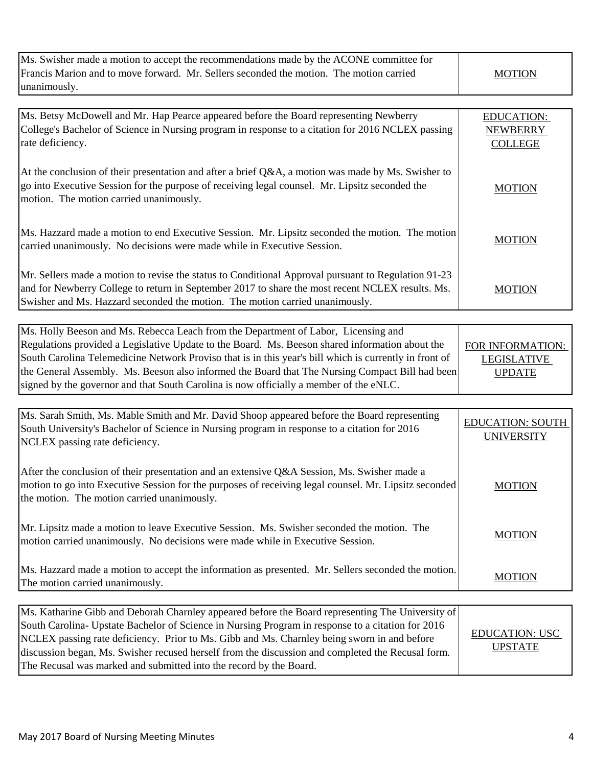| | |
|---|---|
| Ms. Swisher made a motion to accept the recommendations made by the ACONE committee for Francis Marion and to move forward. Mr. Sellers seconded the motion. The motion carried unanimously. | MOTION |

| | |
|---|---|
| Ms. Betsy McDowell and Mr. Hap Pearce appeared before the Board representing Newberry College's Bachelor of Science in Nursing program in response to a citation for 2016 NCLEX passing rate deficiency. | EDUCATION: NEWBERRY COLLEGE |
| At the conclusion of their presentation and after a brief Q&A, a motion was made by Ms. Swisher to go into Executive Session for the purpose of receiving legal counsel. Mr. Lipsitz seconded the motion. The motion carried unanimously. | MOTION |
| Ms. Hazzard made a motion to end Executive Session. Mr. Lipsitz seconded the motion. The motion carried unanimously. No decisions were made while in Executive Session. | MOTION |
| Mr. Sellers made a motion to revise the status to Conditional Approval pursuant to Regulation 91-23 and for Newberry College to return in September 2017 to share the most recent NCLEX results. Ms. Swisher and Ms. Hazzard seconded the motion. The motion carried unanimously. | MOTION |

| | |
|---|---|
| Ms. Holly Beeson and Ms. Rebecca Leach from the Department of Labor, Licensing and Regulations provided a Legislative Update to the Board. Ms. Beeson shared information about the South Carolina Telemedicine Network Proviso that is in this year's bill which is currently in front of the General Assembly. Ms. Beeson also informed the Board that The Nursing Compact Bill had been signed by the governor and that South Carolina is now officially a member of the eNLC. | FOR INFORMATION: LEGISLATIVE UPDATE |

| | |
|---|---|
| Ms. Sarah Smith, Ms. Mable Smith and Mr. David Shoop appeared before the Board representing South University's Bachelor of Science in Nursing program in response to a citation for 2016 NCLEX passing rate deficiency. | EDUCATION: SOUTH UNIVERSITY |
| After the conclusion of their presentation and an extensive Q&A Session, Ms. Swisher made a motion to go into Executive Session for the purposes of receiving legal counsel. Mr. Lipsitz seconded the motion. The motion carried unanimously. | MOTION |
| Mr. Lipsitz made a motion to leave Executive Session. Ms. Swisher seconded the motion. The motion carried unanimously. No decisions were made while in Executive Session. | MOTION |
| Ms. Hazzard made a motion to accept the information as presented. Mr. Sellers seconded the motion. The motion carried unanimously. | MOTION |

| | |
|---|---|
| Ms. Katharine Gibb and Deborah Charnley appeared before the Board representing The University of South Carolina- Upstate Bachelor of Science in Nursing Program in response to a citation for 2016 NCLEX passing rate deficiency. Prior to Ms. Gibb and Ms. Charnley being sworn in and before discussion began, Ms. Swisher recused herself from the discussion and completed the Recusal form. The Recusal was marked and submitted into the record by the Board. | EDUCATION: USC UPSTATE |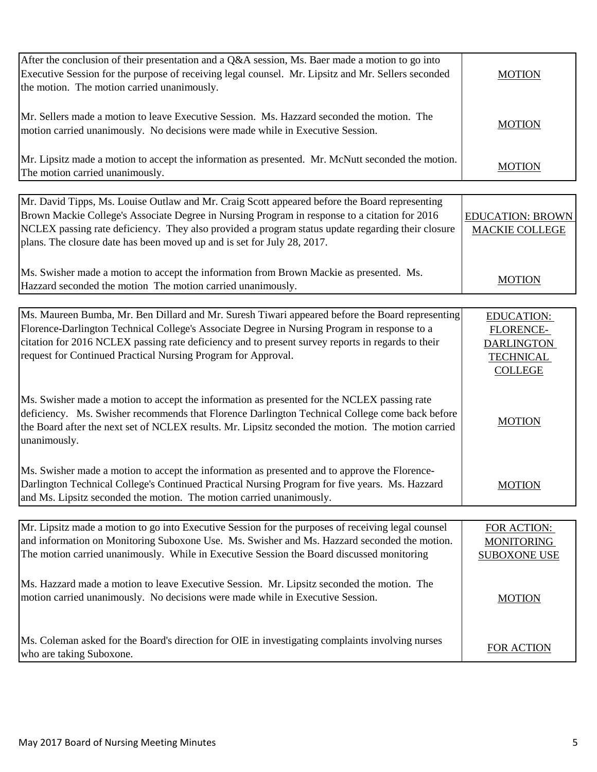| | |
|---|---|
| After the conclusion of their presentation and a Q&A session, Ms. Baer made a motion to go into Executive Session for the purpose of receiving legal counsel. Mr. Lipsitz and Mr. Sellers seconded the motion. The motion carried unanimously. | MOTION |
| Mr. Sellers made a motion to leave Executive Session. Ms. Hazzard seconded the motion. The motion carried unanimously. No decisions were made while in Executive Session. | MOTION |
| Mr. Lipsitz made a motion to accept the information as presented. Mr. McNutt seconded the motion. The motion carried unanimously. | MOTION |

| | |
|---|---|
| Mr. David Tipps, Ms. Louise Outlaw and Mr. Craig Scott appeared before the Board representing Brown Mackie College's Associate Degree in Nursing Program in response to a citation for 2016 NCLEX passing rate deficiency. They also provided a program status update regarding their closure plans. The closure date has been moved up and is set for July 28, 2017. | EDUCATION: BROWN MACKIE COLLEGE |
| Ms. Swisher made a motion to accept the information from Brown Mackie as presented. Ms. Hazzard seconded the motion The motion carried unanimously. | MOTION |

| | |
|---|---|
| Ms. Maureen Bumba, Mr. Ben Dillard and Mr. Suresh Tiwari appeared before the Board representing Florence-Darlington Technical College's Associate Degree in Nursing Program in response to a citation for 2016 NCLEX passing rate deficiency and to present survey reports in regards to their request for Continued Practical Nursing Program for Approval. | EDUCATION: FLORENCE-DARLINGTON TECHNICAL COLLEGE |
| Ms. Swisher made a motion to accept the information as presented for the NCLEX passing rate deficiency. Ms. Swisher recommends that Florence Darlington Technical College come back before the Board after the next set of NCLEX results. Mr. Lipsitz seconded the motion. The motion carried unanimously. | MOTION |
| Ms. Swisher made a motion to accept the information as presented and to approve the Florence-Darlington Technical College's Continued Practical Nursing Program for five years. Ms. Hazzard and Ms. Lipsitz seconded the motion. The motion carried unanimously. | MOTION |

| | |
|---|---|
| Mr. Lipsitz made a motion to go into Executive Session for the purposes of receiving legal counsel and information on Monitoring Suboxone Use. Ms. Swisher and Ms. Hazzard seconded the motion. The motion carried unanimously. While in Executive Session the Board discussed monitoring | FOR ACTION: MONITORING SUBOXONE USE |
| Ms. Hazzard made a motion to leave Executive Session. Mr. Lipsitz seconded the motion. The motion carried unanimously. No decisions were made while in Executive Session. | MOTION |
| Ms. Coleman asked for the Board's direction for OIE in investigating complaints involving nurses who are taking Suboxone. | FOR ACTION |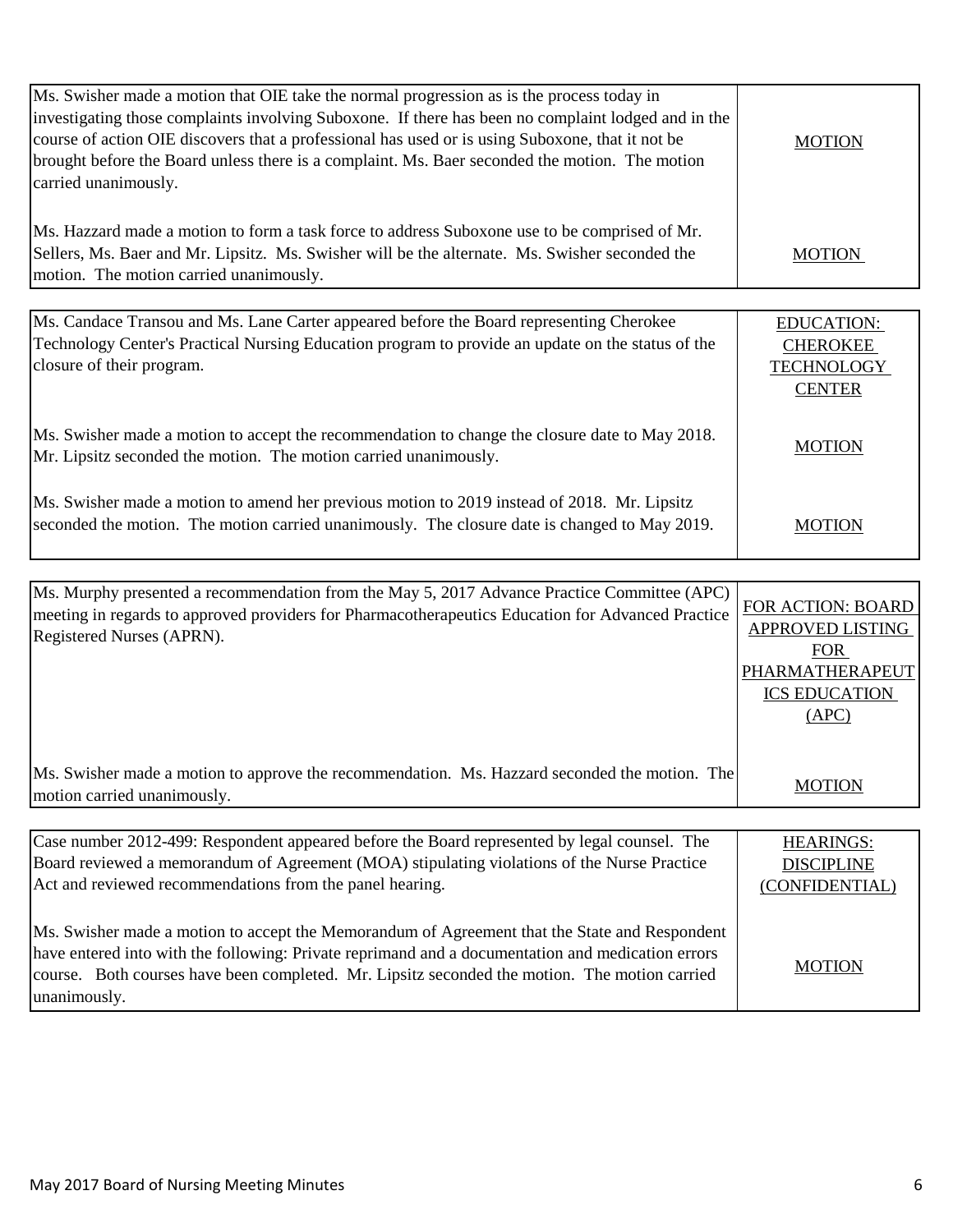| | |
|---|---|
| Ms. Swisher made a motion that OIE take the normal progression as is the process today in investigating those complaints involving Suboxone. If there has been no complaint lodged and in the course of action OIE discovers that a professional has used or is using Suboxone, that it not be brought before the Board unless there is a complaint. Ms. Baer seconded the motion. The motion carried unanimously. | MOTION |
| Ms. Hazzard made a motion to form a task force to address Suboxone use to be comprised of Mr. Sellers, Ms. Baer and Mr. Lipsitz. Ms. Swisher will be the alternate. Ms. Swisher seconded the motion. The motion carried unanimously. | MOTION |

| | |
|---|---|
| Ms. Candace Transou and Ms. Lane Carter appeared before the Board representing Cherokee Technology Center's Practical Nursing Education program to provide an update on the status of the closure of their program. | EDUCATION: CHEROKEE TECHNOLOGY CENTER |
| Ms. Swisher made a motion to accept the recommendation to change the closure date to May 2018. Mr. Lipsitz seconded the motion. The motion carried unanimously. | MOTION |
| Ms. Swisher made a motion to amend her previous motion to 2019 instead of 2018. Mr. Lipsitz seconded the motion. The motion carried unanimously. The closure date is changed to May 2019. | MOTION |

| | |
|---|---|
| Ms. Murphy presented a recommendation from the May 5, 2017 Advance Practice Committee (APC) meeting in regards to approved providers for Pharmacotherapeutics Education for Advanced Practice Registered Nurses (APRN). | FOR ACTION: BOARD APPROVED LISTING FOR PHARMATHERAPEUTICS EDUCATION (APC) |
| Ms. Swisher made a motion to approve the recommendation. Ms. Hazzard seconded the motion. The motion carried unanimously. | MOTION |

| | |
|---|---|
| Case number 2012-499: Respondent appeared before the Board represented by legal counsel. The Board reviewed a memorandum of Agreement (MOA) stipulating violations of the Nurse Practice Act and reviewed recommendations from the panel hearing. | HEARINGS: DISCIPLINE (CONFIDENTIAL) |
| Ms. Swisher made a motion to accept the Memorandum of Agreement that the State and Respondent have entered into with the following: Private reprimand and a documentation and medication errors course. Both courses have been completed. Mr. Lipsitz seconded the motion. The motion carried unanimously. | MOTION |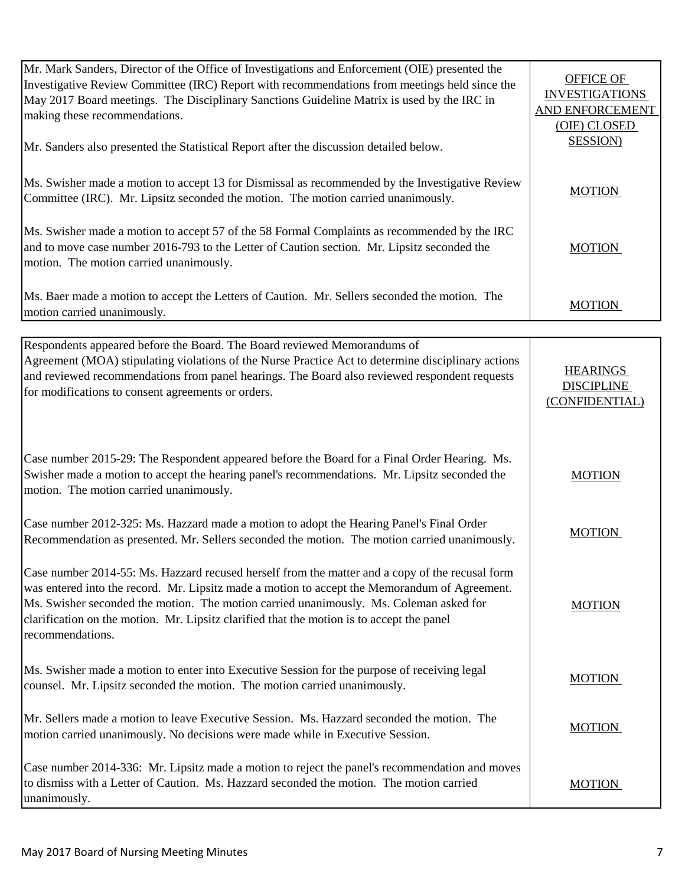| | |
|---|---|
| Mr. Mark Sanders, Director of the Office of Investigations and Enforcement (OIE) presented the Investigative Review Committee (IRC) Report with recommendations from meetings held since the May 2017 Board meetings. The Disciplinary Sanctions Guideline Matrix is used by the IRC in making these recommendations.<br><br>Mr. Sanders also presented the Statistical Report after the discussion detailed below. | OFFICE OF INVESTIGATIONS AND ENFORCEMENT (OIE) CLOSED SESSION) |
| Ms. Swisher made a motion to accept 13 for Dismissal as recommended by the Investigative Review Committee (IRC). Mr. Lipsitz seconded the motion. The motion carried unanimously. | MOTION |
| Ms. Swisher made a motion to accept 57 of the 58 Formal Complaints as recommended by the IRC and to move case number 2016-793 to the Letter of Caution section. Mr. Lipsitz seconded the motion. The motion carried unanimously. | MOTION |
| Ms. Baer made a motion to accept the Letters of Caution. Mr. Sellers seconded the motion. The motion carried unanimously. | MOTION |

| | |
|---|---|
| Respondents appeared before the Board. The Board reviewed Memorandums of Agreement (MOA) stipulating violations of the Nurse Practice Act to determine disciplinary actions and reviewed recommendations from panel hearings. The Board also reviewed respondent requests for modifications to consent agreements or orders. | HEARINGS DISCIPLINE (CONFIDENTIAL) |
| Case number 2015-29: The Respondent appeared before the Board for a Final Order Hearing. Ms. Swisher made a motion to accept the hearing panel's recommendations. Mr. Lipsitz seconded the motion. The motion carried unanimously. | MOTION |
| Case number 2012-325: Ms. Hazzard made a motion to adopt the Hearing Panel's Final Order Recommendation as presented. Mr. Sellers seconded the motion. The motion carried unanimously. | MOTION |
| Case number 2014-55: Ms. Hazzard recused herself from the matter and a copy of the recusal form was entered into the record. Mr. Lipsitz made a motion to accept the Memorandum of Agreement. Ms. Swisher seconded the motion. The motion carried unanimously. Ms. Coleman asked for clarification on the motion. Mr. Lipsitz clarified that the motion is to accept the panel recommendations. | MOTION |
| Ms. Swisher made a motion to enter into Executive Session for the purpose of receiving legal counsel. Mr. Lipsitz seconded the motion. The motion carried unanimously. | MOTION |
| Mr. Sellers made a motion to leave Executive Session. Ms. Hazzard seconded the motion. The motion carried unanimously. No decisions were made while in Executive Session. | MOTION |
| Case number 2014-336: Mr. Lipsitz made a motion to reject the panel's recommendation and moves to dismiss with a Letter of Caution. Ms. Hazzard seconded the motion. The motion carried unanimously. | MOTION |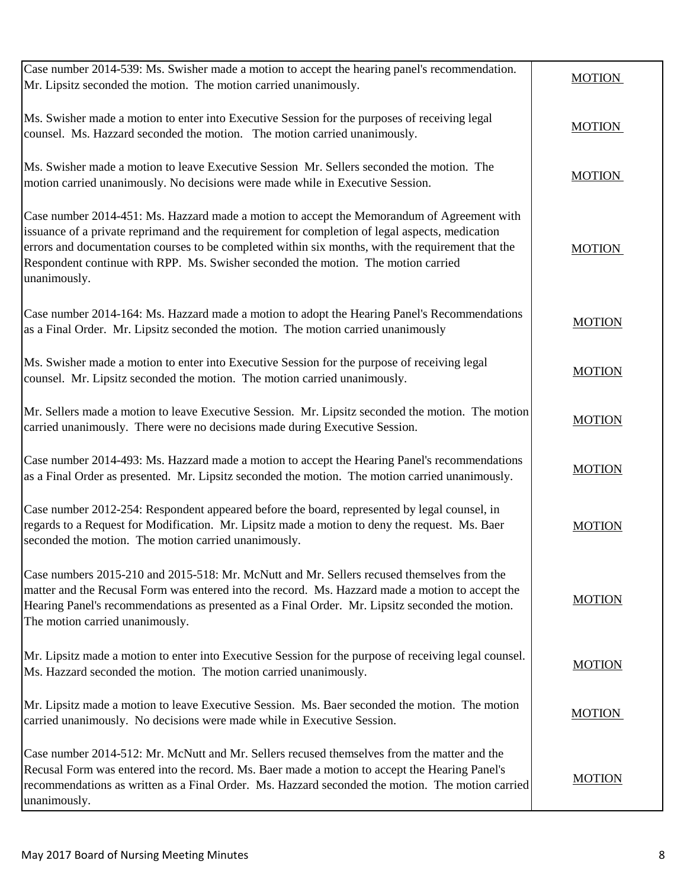| | |
|---|---|
| Case number 2014-539: Ms. Swisher made a motion to accept the hearing panel's recommendation. Mr. Lipsitz seconded the motion. The motion carried unanimously. | MOTION |
| Ms. Swisher made a motion to enter into Executive Session for the purposes of receiving legal counsel. Ms. Hazzard seconded the motion. The motion carried unanimously. | MOTION |
| Ms. Swisher made a motion to leave Executive Session Mr. Sellers seconded the motion. The motion carried unanimously. No decisions were made while in Executive Session. | MOTION |
| Case number 2014-451: Ms. Hazzard made a motion to accept the Memorandum of Agreement with issuance of a private reprimand and the requirement for completion of legal aspects, medication errors and documentation courses to be completed within six months, with the requirement that the Respondent continue with RPP. Ms. Swisher seconded the motion. The motion carried unanimously. | MOTION |
| Case number 2014-164: Ms. Hazzard made a motion to adopt the Hearing Panel's Recommendations as a Final Order. Mr. Lipsitz seconded the motion. The motion carried unanimously | MOTION |
| Ms. Swisher made a motion to enter into Executive Session for the purpose of receiving legal counsel. Mr. Lipsitz seconded the motion. The motion carried unanimously. | MOTION |
| Mr. Sellers made a motion to leave Executive Session. Mr. Lipsitz seconded the motion. The motion carried unanimously. There were no decisions made during Executive Session. | MOTION |
| Case number 2014-493: Ms. Hazzard made a motion to accept the Hearing Panel's recommendations as a Final Order as presented. Mr. Lipsitz seconded the motion. The motion carried unanimously. | MOTION |
| Case number 2012-254: Respondent appeared before the board, represented by legal counsel, in regards to a Request for Modification. Mr. Lipsitz made a motion to deny the request. Ms. Baer seconded the motion. The motion carried unanimously. | MOTION |
| Case numbers 2015-210 and 2015-518: Mr. McNutt and Mr. Sellers recused themselves from the matter and the Recusal Form was entered into the record. Ms. Hazzard made a motion to accept the Hearing Panel's recommendations as presented as a Final Order. Mr. Lipsitz seconded the motion. The motion carried unanimously. | MOTION |
| Mr. Lipsitz made a motion to enter into Executive Session for the purpose of receiving legal counsel. Ms. Hazzard seconded the motion. The motion carried unanimously. | MOTION |
| Mr. Lipsitz made a motion to leave Executive Session. Ms. Baer seconded the motion. The motion carried unanimously. No decisions were made while in Executive Session. | MOTION |
| Case number 2014-512: Mr. McNutt and Mr. Sellers recused themselves from the matter and the Recusal Form was entered into the record. Ms. Baer made a motion to accept the Hearing Panel's recommendations as written as a Final Order. Ms. Hazzard seconded the motion. The motion carried unanimously. | MOTION |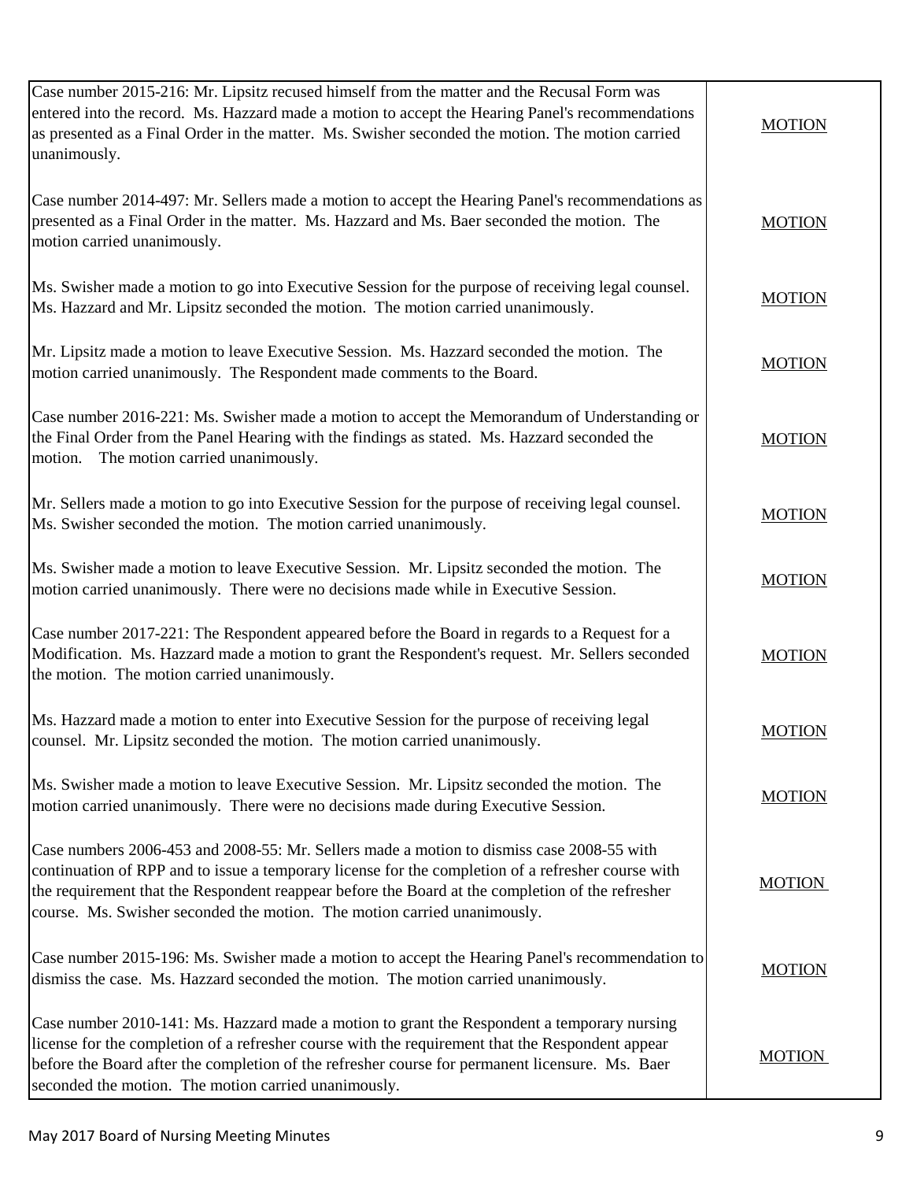| | |
|---|---|
| Case number 2015-216: Mr. Lipsitz recused himself from the matter and the Recusal Form was entered into the record. Ms. Hazzard made a motion to accept the Hearing Panel's recommendations as presented as a Final Order in the matter. Ms. Swisher seconded the motion. The motion carried unanimously. | MOTION |
| Case number 2014-497: Mr. Sellers made a motion to accept the Hearing Panel's recommendations as presented as a Final Order in the matter. Ms. Hazzard and Ms. Baer seconded the motion. The motion carried unanimously. | MOTION |
| Ms. Swisher made a motion to go into Executive Session for the purpose of receiving legal counsel. Ms. Hazzard and Mr. Lipsitz seconded the motion. The motion carried unanimously. | MOTION |
| Mr. Lipsitz made a motion to leave Executive Session. Ms. Hazzard seconded the motion. The motion carried unanimously. The Respondent made comments to the Board. | MOTION |
| Case number 2016-221: Ms. Swisher made a motion to accept the Memorandum of Understanding or the Final Order from the Panel Hearing with the findings as stated. Ms. Hazzard seconded the motion. The motion carried unanimously. | MOTION |
| Mr. Sellers made a motion to go into Executive Session for the purpose of receiving legal counsel. Ms. Swisher seconded the motion. The motion carried unanimously. | MOTION |
| Ms. Swisher made a motion to leave Executive Session. Mr. Lipsitz seconded the motion. The motion carried unanimously. There were no decisions made while in Executive Session. | MOTION |
| Case number 2017-221: The Respondent appeared before the Board in regards to a Request for a Modification. Ms. Hazzard made a motion to grant the Respondent's request. Mr. Sellers seconded the motion. The motion carried unanimously. | MOTION |
| Ms. Hazzard made a motion to enter into Executive Session for the purpose of receiving legal counsel. Mr. Lipsitz seconded the motion. The motion carried unanimously. | MOTION |
| Ms. Swisher made a motion to leave Executive Session. Mr. Lipsitz seconded the motion. The motion carried unanimously. There were no decisions made during Executive Session. | MOTION |
| Case numbers 2006-453 and 2008-55: Mr. Sellers made a motion to dismiss case 2008-55 with continuation of RPP and to issue a temporary license for the completion of a refresher course with the requirement that the Respondent reappear before the Board at the completion of the refresher course. Ms. Swisher seconded the motion. The motion carried unanimously. | MOTION |
| Case number 2015-196: Ms. Swisher made a motion to accept the Hearing Panel's recommendation to dismiss the case. Ms. Hazzard seconded the motion. The motion carried unanimously. | MOTION |
| Case number 2010-141: Ms. Hazzard made a motion to grant the Respondent a temporary nursing license for the completion of a refresher course with the requirement that the Respondent appear before the Board after the completion of the refresher course for permanent licensure. Ms. Baer seconded the motion. The motion carried unanimously. | MOTION |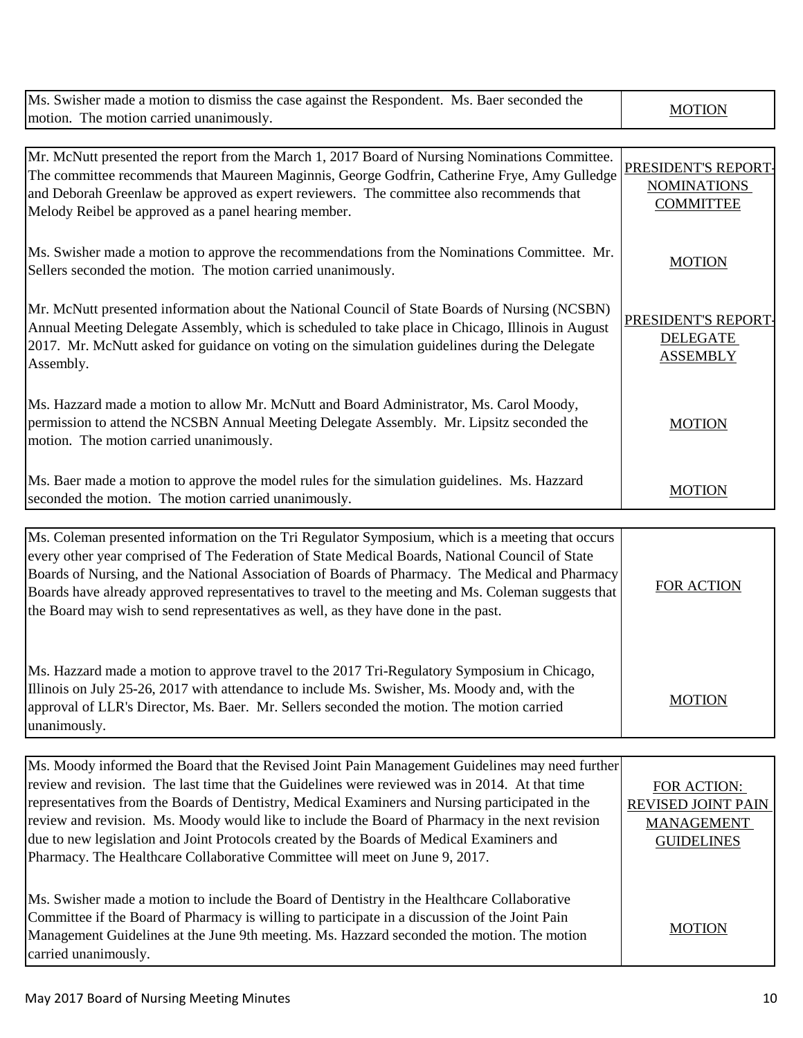| | |
|---|---|
| Ms. Swisher made a motion to dismiss the case against the Respondent. Ms. Baer seconded the motion. The motion carried unanimously. | MOTION |

| | |
|---|---|
| Mr. McNutt presented the report from the March 1, 2017 Board of Nursing Nominations Committee. The committee recommends that Maureen Maginnis, George Godfrin, Catherine Frye, Amy Gulledge and Deborah Greenlaw be approved as expert reviewers. The committee also recommends that Melody Reibel be approved as a panel hearing member. | PRESIDENT'S REPORT-NOMINATIONS COMMITTEE |
| Ms. Swisher made a motion to approve the recommendations from the Nominations Committee. Mr. Sellers seconded the motion. The motion carried unanimously. | MOTION |
| Mr. McNutt presented information about the National Council of State Boards of Nursing (NCSBN) Annual Meeting Delegate Assembly, which is scheduled to take place in Chicago, Illinois in August 2017. Mr. McNutt asked for guidance on voting on the simulation guidelines during the Delegate Assembly. | PRESIDENT'S REPORT-DELEGATE ASSEMBLY |
| Ms. Hazzard made a motion to allow Mr. McNutt and Board Administrator, Ms. Carol Moody, permission to attend the NCSBN Annual Meeting Delegate Assembly. Mr. Lipsitz seconded the motion. The motion carried unanimously. | MOTION |
| Ms. Baer made a motion to approve the model rules for the simulation guidelines. Ms. Hazzard seconded the motion. The motion carried unanimously. | MOTION |

| | |
|---|---|
| Ms. Coleman presented information on the Tri Regulator Symposium, which is a meeting that occurs every other year comprised of The Federation of State Medical Boards, National Council of State Boards of Nursing, and the National Association of Boards of Pharmacy. The Medical and Pharmacy Boards have already approved representatives to travel to the meeting and Ms. Coleman suggests that the Board may wish to send representatives as well, as they have done in the past. | FOR ACTION |
| Ms. Hazzard made a motion to approve travel to the 2017 Tri-Regulatory Symposium in Chicago, Illinois on July 25-26, 2017 with attendance to include Ms. Swisher, Ms. Moody and, with the approval of LLR's Director, Ms. Baer. Mr. Sellers seconded the motion. The motion carried unanimously. | MOTION |

| | |
|---|---|
| Ms. Moody informed the Board that the Revised Joint Pain Management Guidelines may need further review and revision. The last time that the Guidelines were reviewed was in 2014. At that time representatives from the Boards of Dentistry, Medical Examiners and Nursing participated in the review and revision. Ms. Moody would like to include the Board of Pharmacy in the next revision due to new legislation and Joint Protocols created by the Boards of Medical Examiners and Pharmacy. The Healthcare Collaborative Committee will meet on June 9, 2017. | FOR ACTION: REVISED JOINT PAIN MANAGEMENT GUIDELINES |
| Ms. Swisher made a motion to include the Board of Dentistry in the Healthcare Collaborative Committee if the Board of Pharmacy is willing to participate in a discussion of the Joint Pain Management Guidelines at the June 9th meeting. Ms. Hazzard seconded the motion. The motion carried unanimously. | MOTION |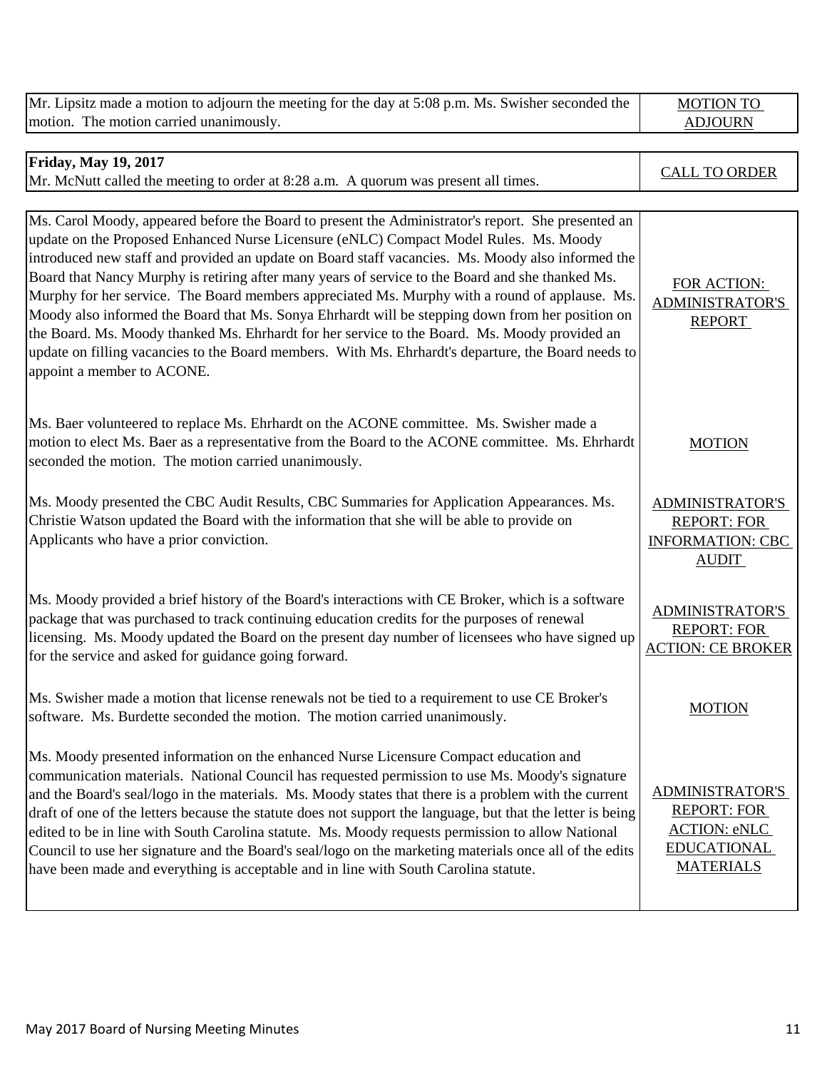| | |
|---|---|
| Mr. Lipsitz made a motion to adjourn the meeting for the day at 5:08 p.m. Ms. Swisher seconded the motion. The motion carried unanimously. | MOTION TO ADJOURN |

| | |
|---|---|
| **Friday, May 19, 2017**<br>Mr. McNutt called the meeting to order at 8:28 a.m. A quorum was present all times. | CALL TO ORDER |

| | |
|---|---|
| Ms. Carol Moody, appeared before the Board to present the Administrator's report. She presented an update on the Proposed Enhanced Nurse Licensure (eNLC) Compact Model Rules. Ms. Moody introduced new staff and provided an update on Board staff vacancies. Ms. Moody also informed the Board that Nancy Murphy is retiring after many years of service to the Board and she thanked Ms. Murphy for her service. The Board members appreciated Ms. Murphy with a round of applause. Ms. Moody also informed the Board that Ms. Sonya Ehrhardt will be stepping down from her position on the Board. Ms. Moody thanked Ms. Ehrhardt for her service to the Board. Ms. Moody provided an update on filling vacancies to the Board members. With Ms. Ehrhardt's departure, the Board needs to appoint a member to ACONE. | FOR ACTION: ADMINISTRATOR'S REPORT |
| Ms. Baer volunteered to replace Ms. Ehrhardt on the ACONE committee. Ms. Swisher made a motion to elect Ms. Baer as a representative from the Board to the ACONE committee. Ms. Ehrhardt seconded the motion. The motion carried unanimously. | MOTION |
| Ms. Moody presented the CBC Audit Results, CBC Summaries for Application Appearances. Ms. Christie Watson updated the Board with the information that she will be able to provide on Applicants who have a prior conviction. | ADMINISTRATOR'S REPORT: FOR INFORMATION: CBC AUDIT |
| Ms. Moody provided a brief history of the Board's interactions with CE Broker, which is a software package that was purchased to track continuing education credits for the purposes of renewal licensing. Ms. Moody updated the Board on the present day number of licensees who have signed up for the service and asked for guidance going forward. | ADMINISTRATOR'S REPORT: FOR ACTION: CE BROKER |
| Ms. Swisher made a motion that license renewals not be tied to a requirement to use CE Broker's software. Ms. Burdette seconded the motion. The motion carried unanimously. | MOTION |
| Ms. Moody presented information on the enhanced Nurse Licensure Compact education and communication materials. National Council has requested permission to use Ms. Moody's signature and the Board's seal/logo in the materials. Ms. Moody states that there is a problem with the current draft of one of the letters because the statute does not support the language, but that the letter is being edited to be in line with South Carolina statute. Ms. Moody requests permission to allow National Council to use her signature and the Board's seal/logo on the marketing materials once all of the edits have been made and everything is acceptable and in line with South Carolina statute. | ADMINISTRATOR'S REPORT: FOR ACTION: eNLC EDUCATIONAL MATERIALS |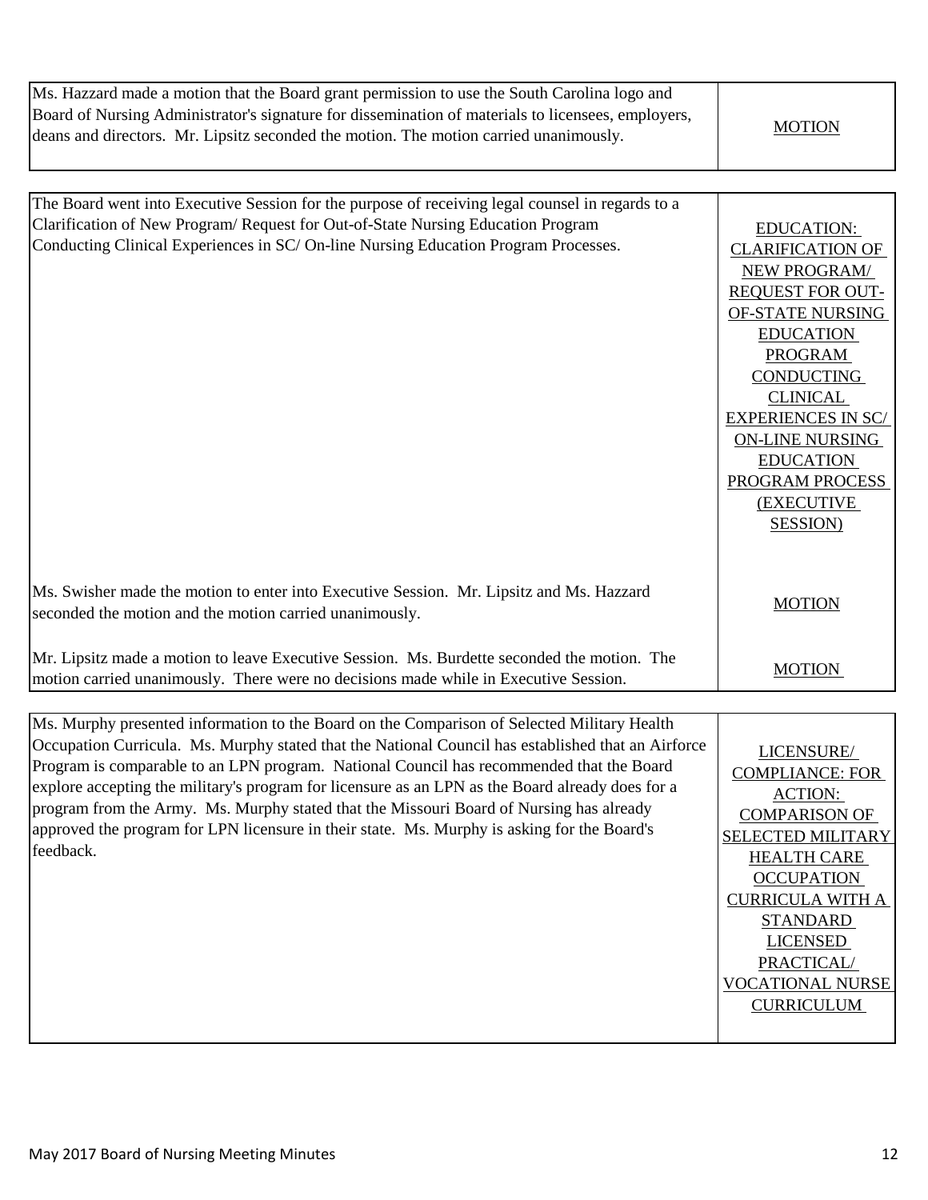| | |
|---|---|
| Ms. Hazzard made a motion that the Board grant permission to use the South Carolina logo and Board of Nursing Administrator's signature for dissemination of materials to licensees, employers, deans and directors. Mr. Lipsitz seconded the motion. The motion carried unanimously. | MOTION |

| | |
|---|---|
| The Board went into Executive Session for the purpose of receiving legal counsel in regards to a Clarification of New Program/ Request for Out-of-State Nursing Education Program Conducting Clinical Experiences in SC/ On-line Nursing Education Program Processes. | EDUCATION: CLARIFICATION OF NEW PROGRAM/ REQUEST FOR OUT-OF-STATE NURSING EDUCATION PROGRAM CONDUCTING CLINICAL EXPERIENCES IN SC/ ON-LINE NURSING EDUCATION PROGRAM PROCESS (EXECUTIVE SESSION) |
| Ms. Swisher made the motion to enter into Executive Session. Mr. Lipsitz and Ms. Hazzard seconded the motion and the motion carried unanimously. | MOTION |
| Mr. Lipsitz made a motion to leave Executive Session. Ms. Burdette seconded the motion. The motion carried unanimously. There were no decisions made while in Executive Session. | MOTION |

| | |
|---|---|
| Ms. Murphy presented information to the Board on the Comparison of Selected Military Health Occupation Curricula. Ms. Murphy stated that the National Council has established that an Airforce Program is comparable to an LPN program. National Council has recommended that the Board explore accepting the military's program for licensure as an LPN as the Board already does for a program from the Army. Ms. Murphy stated that the Missouri Board of Nursing has already approved the program for LPN licensure in their state. Ms. Murphy is asking for the Board's feedback. | LICENSURE/ COMPLIANCE: FOR ACTION: COMPARISON OF SELECTED MILITARY HEALTH CARE OCCUPATION CURRICULA WITH A STANDARD LICENSED PRACTICAL/ VOCATIONAL NURSE CURRICULUM |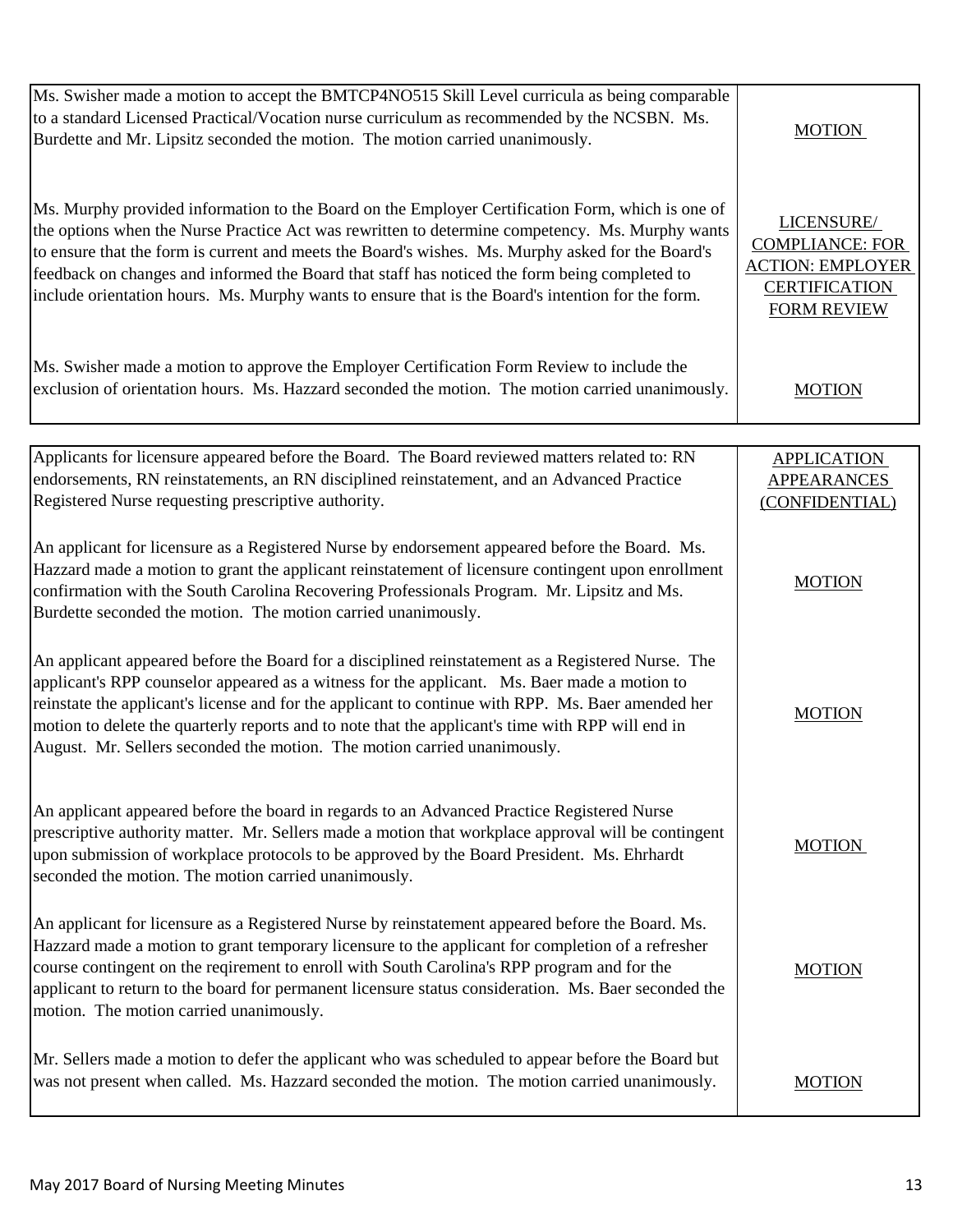| | |
|---|---|
| Ms. Swisher made a motion to accept the BMTCP4NO515 Skill Level curricula as being comparable to a standard Licensed Practical/Vocation nurse curriculum as recommended by the NCSBN. Ms. Burdette and Mr. Lipsitz seconded the motion. The motion carried unanimously. | MOTION |
| Ms. Murphy provided information to the Board on the Employer Certification Form, which is one of the options when the Nurse Practice Act was rewritten to determine competency. Ms. Murphy wants to ensure that the form is current and meets the Board's wishes. Ms. Murphy asked for the Board's feedback on changes and informed the Board that staff has noticed the form being completed to include orientation hours. Ms. Murphy wants to ensure that is the Board's intention for the form. | LICENSURE/ COMPLIANCE: FOR ACTION: EMPLOYER CERTIFICATION FORM REVIEW |
| Ms. Swisher made a motion to approve the Employer Certification Form Review to include the exclusion of orientation hours. Ms. Hazzard seconded the motion. The motion carried unanimously. | MOTION |

| | |
|---|---|
| Applicants for licensure appeared before the Board. The Board reviewed matters related to: RN endorsements, RN reinstatements, an RN disciplined reinstatement, and an Advanced Practice Registered Nurse requesting prescriptive authority. | APPLICATION APPEARANCES (CONFIDENTIAL) |
| An applicant for licensure as a Registered Nurse by endorsement appeared before the Board. Ms. Hazzard made a motion to grant the applicant reinstatement of licensure contingent upon enrollment confirmation with the South Carolina Recovering Professionals Program. Mr. Lipsitz and Ms. Burdette seconded the motion. The motion carried unanimously. | MOTION |
| An applicant appeared before the Board for a disciplined reinstatement as a Registered Nurse. The applicant's RPP counselor appeared as a witness for the applicant. Ms. Baer made a motion to reinstate the applicant's license and for the applicant to continue with RPP. Ms. Baer amended her motion to delete the quarterly reports and to note that the applicant's time with RPP will end in August. Mr. Sellers seconded the motion. The motion carried unanimously. | MOTION |
| An applicant appeared before the board in regards to an Advanced Practice Registered Nurse prescriptive authority matter. Mr. Sellers made a motion that workplace approval will be contingent upon submission of workplace protocols to be approved by the Board President. Ms. Ehrhardt seconded the motion. The motion carried unanimously. | MOTION |
| An applicant for licensure as a Registered Nurse by reinstatement appeared before the Board. Ms. Hazzard made a motion to grant temporary licensure to the applicant for completion of a refresher course contingent on the reqirement to enroll with South Carolina's RPP program and for the applicant to return to the board for permanent licensure status consideration. Ms. Baer seconded the motion. The motion carried unanimously. | MOTION |
| Mr. Sellers made a motion to defer the applicant who was scheduled to appear before the Board but was not present when called. Ms. Hazzard seconded the motion. The motion carried unanimously. | MOTION |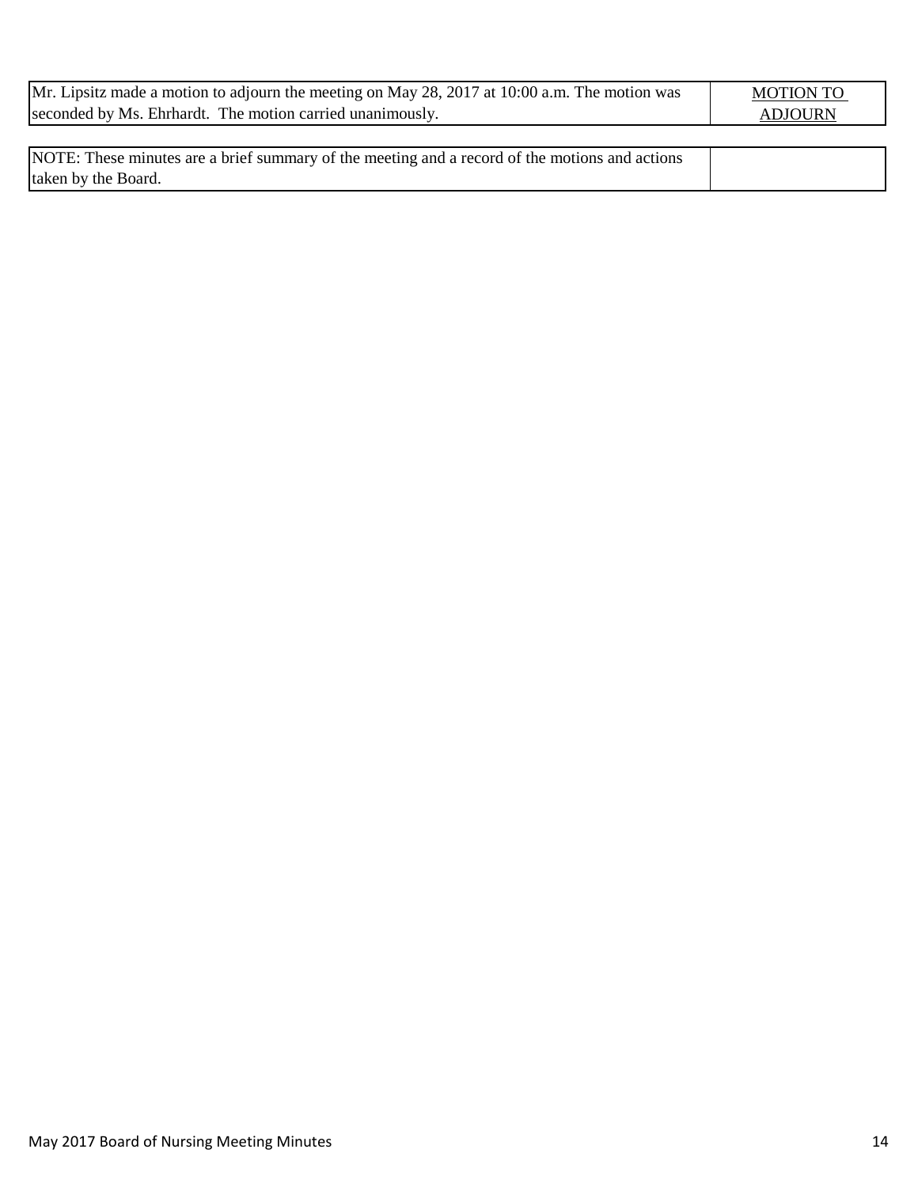| | |
|---|---|
| Mr. Lipsitz made a motion to adjourn the meeting on May 28, 2017 at 10:00 a.m. The motion was seconded by Ms. Ehrhardt. The motion carried unanimously. | MOTION TO ADJOURN |

| | |
|---|---|
| NOTE: These minutes are a brief summary of the meeting and a record of the motions and actions taken by the Board. | |